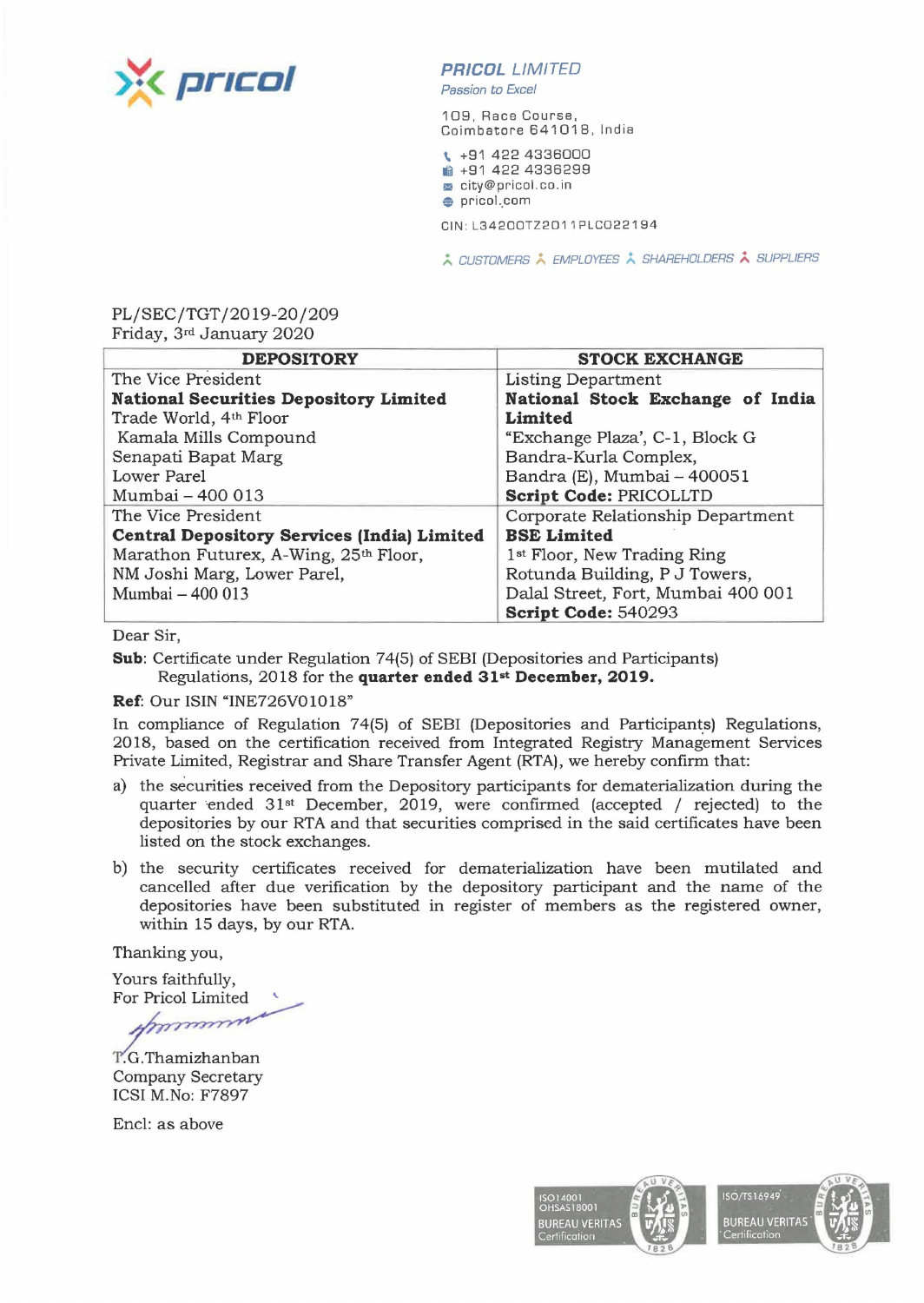**PRICOL LIMITED**
*Passion to Excel*

109, Race Course,
Coimbatore 641018, India

+91 422 4336000
+91 422 4336299
city@pricol.co.in
pricol.com

CIN: L34200TZ2011PLC022194

CUSTOMERS EMPLOYEES SHAREHOLDERS SUPPLIERS

PL/SEC/TGT/2019-20/209
Friday, 3rd January 2020

| DEPOSITORY | STOCK EXCHANGE |
|---|---|
| The Vice President<br>**National Securities Depository Limited**<br>Trade World, 4th Floor<br>Kamala Mills Compound<br>Senapati Bapat Marg<br>Lower Parel<br>Mumbai – 400 013 | Listing Department<br>**National Stock Exchange of India Limited**<br>"Exchange Plaza', C-1, Block G<br>Bandra-Kurla Complex,<br>Bandra (E), Mumbai – 400051<br>**Script Code:** PRICOLLTD |
| The Vice President<br>**Central Depository Services (India) Limited**<br>Marathon Futurex, A-Wing, 25th Floor,<br>NM Joshi Marg, Lower Parel,<br>Mumbai – 400 013 | Corporate Relationship Department<br>**BSE Limited**<br>1st Floor, New Trading Ring<br>Rotunda Building, P J Towers,<br>Dalal Street, Fort, Mumbai 400 001<br>**Script Code:** 540293 |

Dear Sir,

**Sub**: Certificate under Regulation 74(5) of SEBI (Depositories and Participants) Regulations, 2018 for the **quarter ended 31st December, 2019.**

**Ref**: Our ISIN "INE726V01018"

In compliance of Regulation 74(5) of SEBI (Depositories and Participants) Regulations, 2018, based on the certification received from Integrated Registry Management Services Private Limited, Registrar and Share Transfer Agent (RTA), we hereby confirm that:

a) the securities received from the Depository participants for dematerialization during the quarter ended 31st December, 2019, were confirmed (accepted / rejected) to the depositories by our RTA and that securities comprised in the said certificates have been listed on the stock exchanges.

b) the security certificates received for dematerialization have been mutilated and cancelled after due verification by the depository participant and the name of the depositories have been substituted in register of members as the registered owner, within 15 days, by our RTA.

Thanking you,

Yours faithfully,
For Pricol Limited

T.G.Thamizhanban
Company Secretary
ICSI M.No: F7897

Encl: as above

ISO14001 OHSAS18001 BUREAU VERITAS Certification
ISO/TS16949 BUREAU VERITAS Certification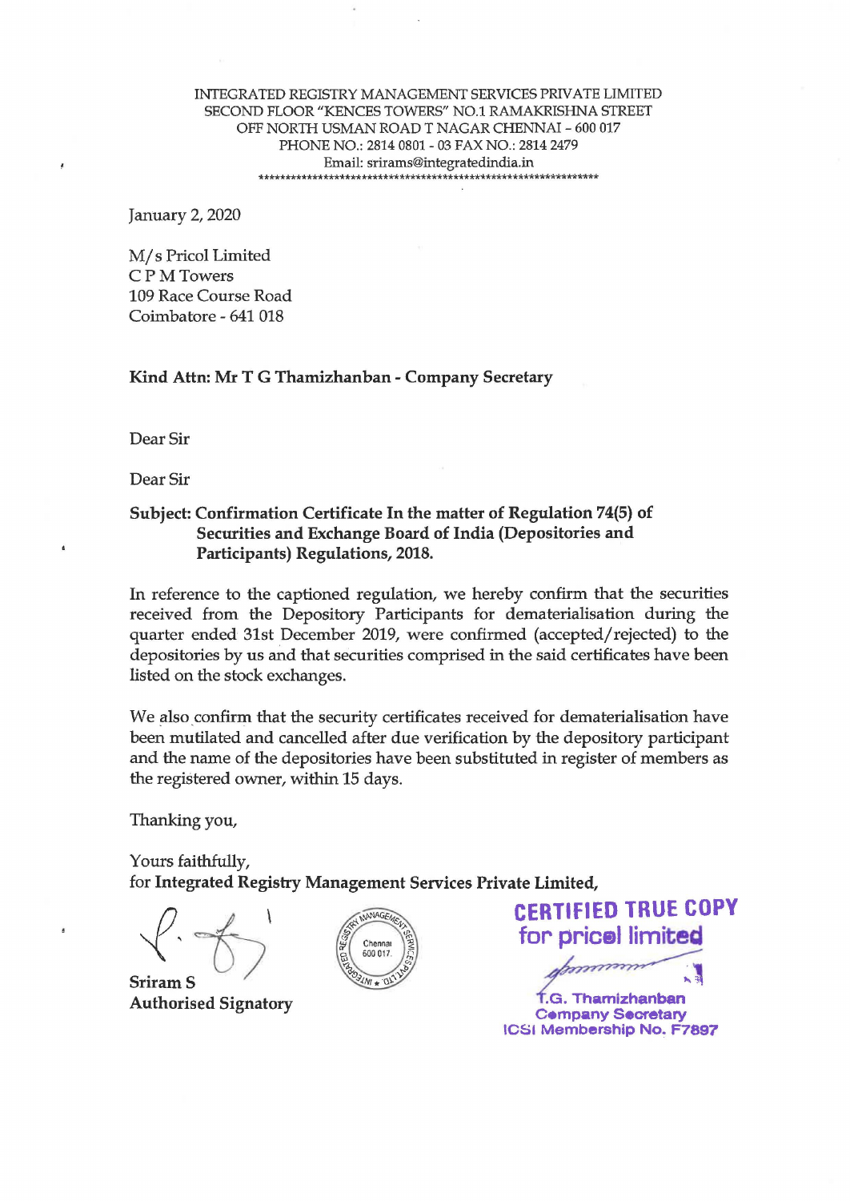INTEGRATED REGISTRY MANAGEMENT SERVICES PRIVATE LIMITED
SECOND FLOOR "KENCES TOWERS" NO.1 RAMAKRISHNA STREET
OFF NORTH USMAN ROAD T NAGAR CHENNAI – 600 017
PHONE NO.: 2814 0801 - 03 FAX NO.: 2814 2479
Email: srirams@integratedindia.in

January 2, 2020

M/s Pricol Limited
C P M Towers
109 Race Course Road
Coimbatore - 641 018

**Kind Attn: Mr T G Thamizhanban - Company Secretary**

Dear Sir

Dear Sir

**Subject: Confirmation Certificate In the matter of Regulation 74(5) of Securities and Exchange Board of India (Depositories and Participants) Regulations, 2018.**

In reference to the captioned regulation, we hereby confirm that the securities received from the Depository Participants for dematerialisation during the quarter ended 31st December 2019, were confirmed (accepted/rejected) to the depositories by us and that securities comprised in the said certificates have been listed on the stock exchanges.

We also confirm that the security certificates received for dematerialisation have been mutilated and cancelled after due verification by the depository participant and the name of the depositories have been substituted in register of members as the registered owner, within 15 days.

Thanking you,

Yours faithfully,
for **Integrated Registry Management Services Private Limited,**

**Sriram S**
**Authorised Signatory**

CERTIFIED TRUE COPY
for pricol limited

T.G. Thamizhanban
Company Secretary
ICSI Membership No. F7897